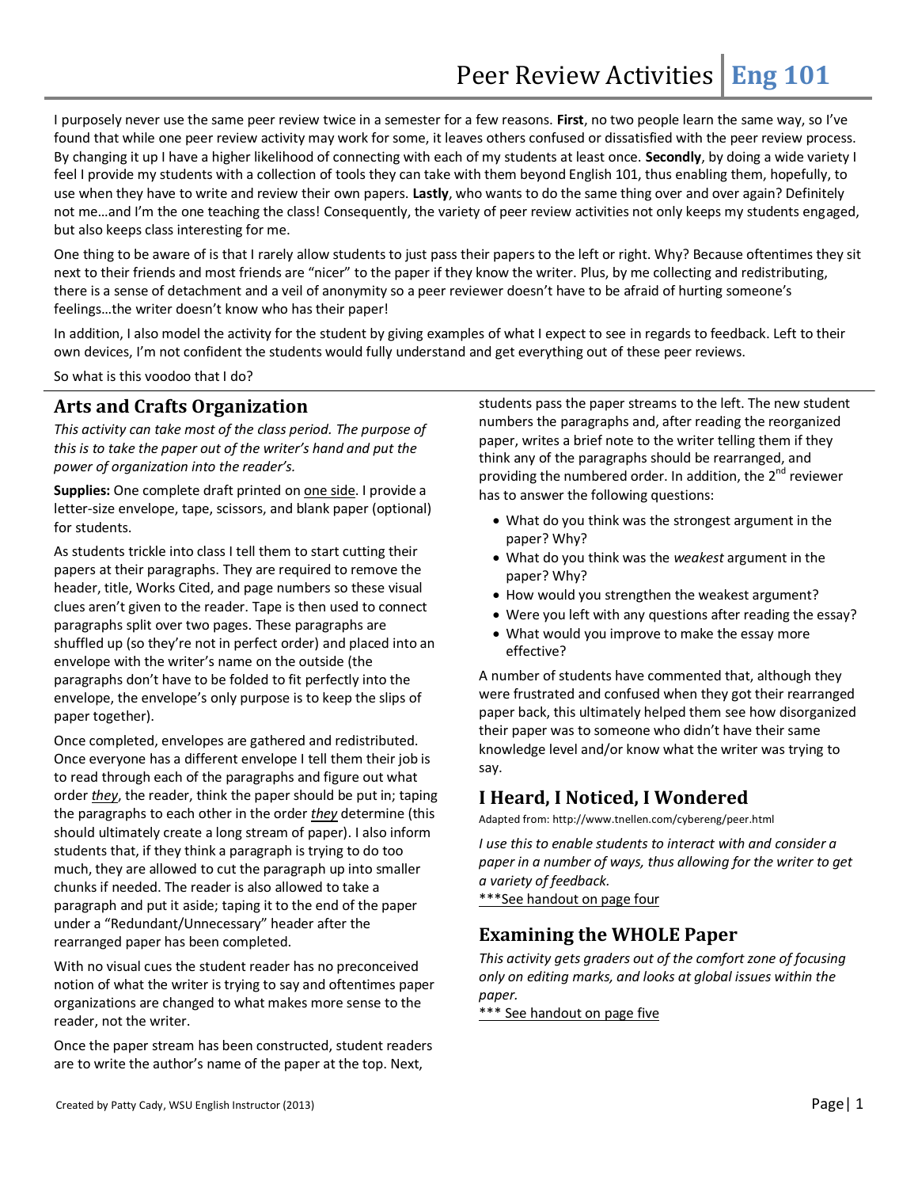# Peer Review Activities | Eng 101

I purposely never use the same peer review twice in a semester for a few reasons. **First**, no two people learn the same way, so I've found that while one peer review activity may work for some, it leaves others confused or dissatisfied with the peer review process. By changing it up I have a higher likelihood of connecting with each of my students at least once. **Secondly**, by doing a wide variety I feel I provide my students with a collection of tools they can take with them beyond English 101, thus enabling them, hopefully, to use when they have to write and review their own papers. **Lastly**, who wants to do the same thing over and over again? Definitely not me…and I'm the one teaching the class! Consequently, the variety of peer review activities not only keeps my students engaged, but also keeps class interesting for me.

One thing to be aware of is that I rarely allow students to just pass their papers to the left or right. Why? Because oftentimes they sit next to their friends and most friends are "nicer" to the paper if they know the writer. Plus, by me collecting and redistributing, there is a sense of detachment and a veil of anonymity so a peer reviewer doesn't have to be afraid of hurting someone's feelings…the writer doesn't know who has their paper!

In addition, I also model the activity for the student by giving examples of what I expect to see in regards to feedback. Left to their own devices, I'm not confident the students would fully understand and get everything out of these peer reviews.

So what is this voodoo that I do?

## Arts and Crafts Organization

*This activity can take most of the class period. The purpose of this is to take the paper out of the writer's hand and put the power of organization into the reader's.*

**Supplies:** One complete draft printed on one side. I provide a letter-size envelope, tape, scissors, and blank paper (optional) for students.

As students trickle into class I tell them to start cutting their papers at their paragraphs. They are required to remove the header, title, Works Cited, and page numbers so these visual clues aren't given to the reader. Tape is then used to connect paragraphs split over two pages. These paragraphs are shuffled up (so they're not in perfect order) and placed into an envelope with the writer's name on the outside (the paragraphs don't have to be folded to fit perfectly into the envelope, the envelope's only purpose is to keep the slips of paper together).

Once completed, envelopes are gathered and redistributed. Once everyone has a different envelope I tell them their job is to read through each of the paragraphs and figure out what order *they*, the reader, think the paper should be put in; taping the paragraphs to each other in the order *they* determine (this should ultimately create a long stream of paper). I also inform students that, if they think a paragraph is trying to do too much, they are allowed to cut the paragraph up into smaller chunks if needed. The reader is also allowed to take a paragraph and put it aside; taping it to the end of the paper under a "Redundant/Unnecessary" header after the rearranged paper has been completed.

With no visual cues the student reader has no preconceived notion of what the writer is trying to say and oftentimes paper organizations are changed to what makes more sense to the reader, not the writer.

Once the paper stream has been constructed, student readers are to write the author's name of the paper at the top. Next, students pass the paper streams to the left. The new student numbers the paragraphs and, after reading the reorganized paper, writes a brief note to the writer telling them if they think any of the paragraphs should be rearranged, and providing the numbered order. In addition, the 2nd reviewer has to answer the following questions:

- What do you think was the strongest argument in the paper? Why?
- What do you think was the *weakest* argument in the paper? Why?
- How would you strengthen the weakest argument?
- Were you left with any questions after reading the essay?
- What would you improve to make the essay more effective?

A number of students have commented that, although they were frustrated and confused when they got their rearranged paper back, this ultimately helped them see how disorganized their paper was to someone who didn't have their same knowledge level and/or know what the writer was trying to say.

## I Heard, I Noticed, I Wondered

Adapted from: http://www.tnellen.com/cybereng/peer.html

*I use this to enable students to interact with and consider a paper in a number of ways, thus allowing for the writer to get a variety of feedback.*

***See handout on page four

## Examining the WHOLE Paper

*This activity gets graders out of the comfort zone of focusing only on editing marks, and looks at global issues within the paper.*

*** See handout on page five

Created by Patty Cady, WSU English Instructor (2013)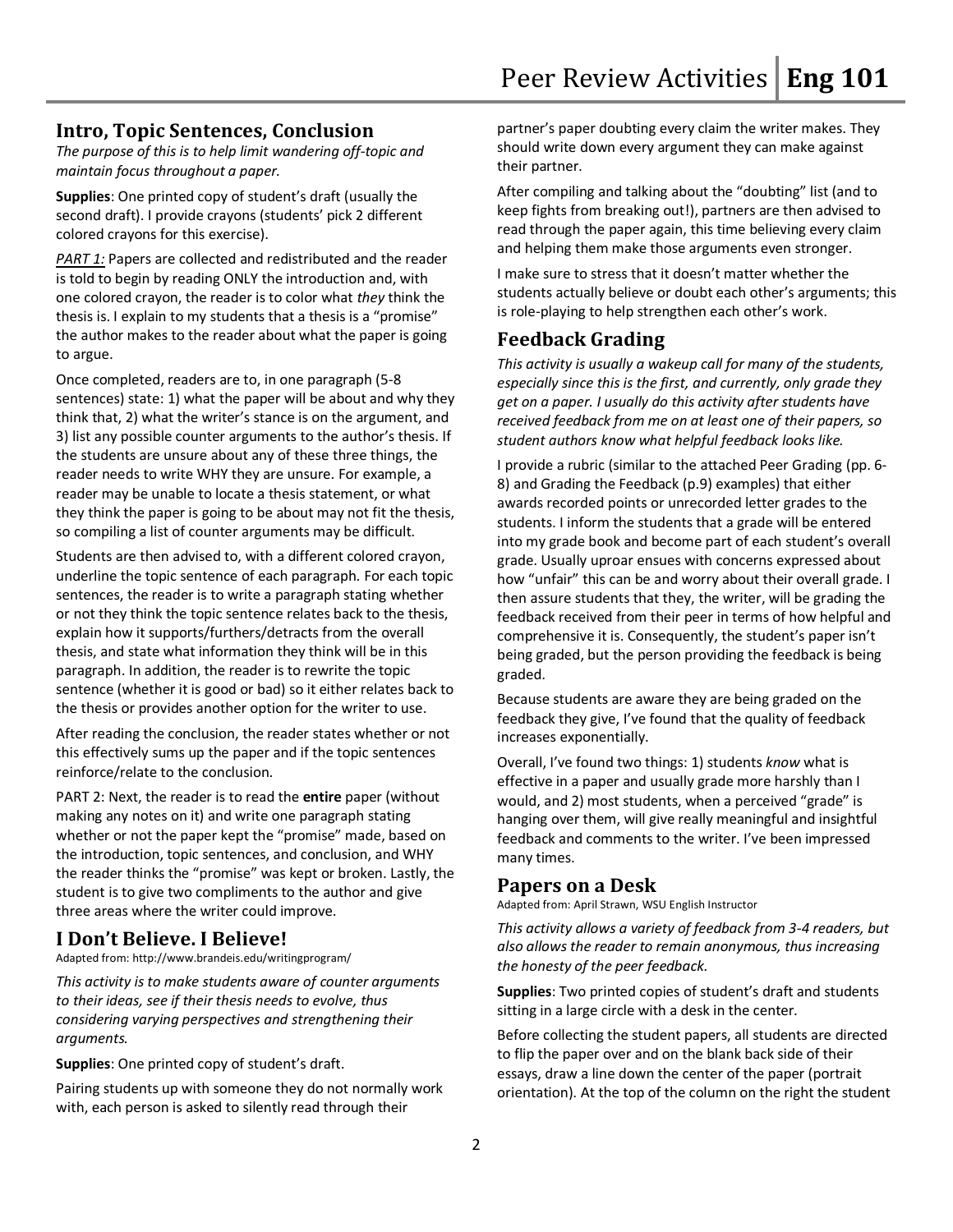## Intro, Topic Sentences, Conclusion

*The purpose of this is to help limit wandering off-topic and maintain focus throughout a paper.*

**Supplies**: One printed copy of student's draft (usually the second draft). I provide crayons (students' pick 2 different colored crayons for this exercise).

*PART 1:* Papers are collected and redistributed and the reader is told to begin by reading ONLY the introduction and, with one colored crayon, the reader is to color what *they* think the thesis is. I explain to my students that a thesis is a "promise" the author makes to the reader about what the paper is going to argue.

Once completed, readers are to, in one paragraph (5-8 sentences) state: 1) what the paper will be about and why they think that, 2) what the writer's stance is on the argument, and 3) list any possible counter arguments to the author's thesis. If the students are unsure about any of these three things, the reader needs to write WHY they are unsure. For example, a reader may be unable to locate a thesis statement, or what they think the paper is going to be about may not fit the thesis, so compiling a list of counter arguments may be difficult.

Students are then advised to, with a different colored crayon, underline the topic sentence of each paragraph. For each topic sentences, the reader is to write a paragraph stating whether or not they think the topic sentence relates back to the thesis, explain how it supports/furthers/detracts from the overall thesis, and state what information they think will be in this paragraph. In addition, the reader is to rewrite the topic sentence (whether it is good or bad) so it either relates back to the thesis or provides another option for the writer to use.

After reading the conclusion, the reader states whether or not this effectively sums up the paper and if the topic sentences reinforce/relate to the conclusion.

PART 2: Next, the reader is to read the **entire** paper (without making any notes on it) and write one paragraph stating whether or not the paper kept the "promise" made, based on the introduction, topic sentences, and conclusion, and WHY the reader thinks the "promise" was kept or broken. Lastly, the student is to give two compliments to the author and give three areas where the writer could improve.

## I Don't Believe. I Believe!

Adapted from: http://www.brandeis.edu/writingprogram/

*This activity is to make students aware of counter arguments to their ideas, see if their thesis needs to evolve, thus considering varying perspectives and strengthening their arguments.*

**Supplies**: One printed copy of student's draft.

Pairing students up with someone they do not normally work with, each person is asked to silently read through their partner's paper doubting every claim the writer makes. They should write down every argument they can make against their partner.

After compiling and talking about the "doubting" list (and to keep fights from breaking out!), partners are then advised to read through the paper again, this time believing every claim and helping them make those arguments even stronger.

I make sure to stress that it doesn't matter whether the students actually believe or doubt each other's arguments; this is role-playing to help strengthen each other's work.

## Feedback Grading

*This activity is usually a wakeup call for many of the students, especially since this is the first, and currently, only grade they get on a paper. I usually do this activity after students have received feedback from me on at least one of their papers, so student authors know what helpful feedback looks like.*

I provide a rubric (similar to the attached Peer Grading (pp. 6-8) and Grading the Feedback (p.9) examples) that either awards recorded points or unrecorded letter grades to the students. I inform the students that a grade will be entered into my grade book and become part of each student's overall grade. Usually uproar ensues with concerns expressed about how "unfair" this can be and worry about their overall grade. I then assure students that they, the writer, will be grading the feedback received from their peer in terms of how helpful and comprehensive it is. Consequently, the student's paper isn't being graded, but the person providing the feedback is being graded.

Because students are aware they are being graded on the feedback they give, I've found that the quality of feedback increases exponentially.

Overall, I've found two things: 1) students *know* what is effective in a paper and usually grade more harshly than I would, and 2) most students, when a perceived "grade" is hanging over them, will give really meaningful and insightful feedback and comments to the writer. I've been impressed many times.

## Papers on a Desk

Adapted from: April Strawn, WSU English Instructor

*This activity allows a variety of feedback from 3-4 readers, but also allows the reader to remain anonymous, thus increasing the honesty of the peer feedback.*

**Supplies**: Two printed copies of student's draft and students sitting in a large circle with a desk in the center.

Before collecting the student papers, all students are directed to flip the paper over and on the blank back side of their essays, draw a line down the center of the paper (portrait orientation). At the top of the column on the right the student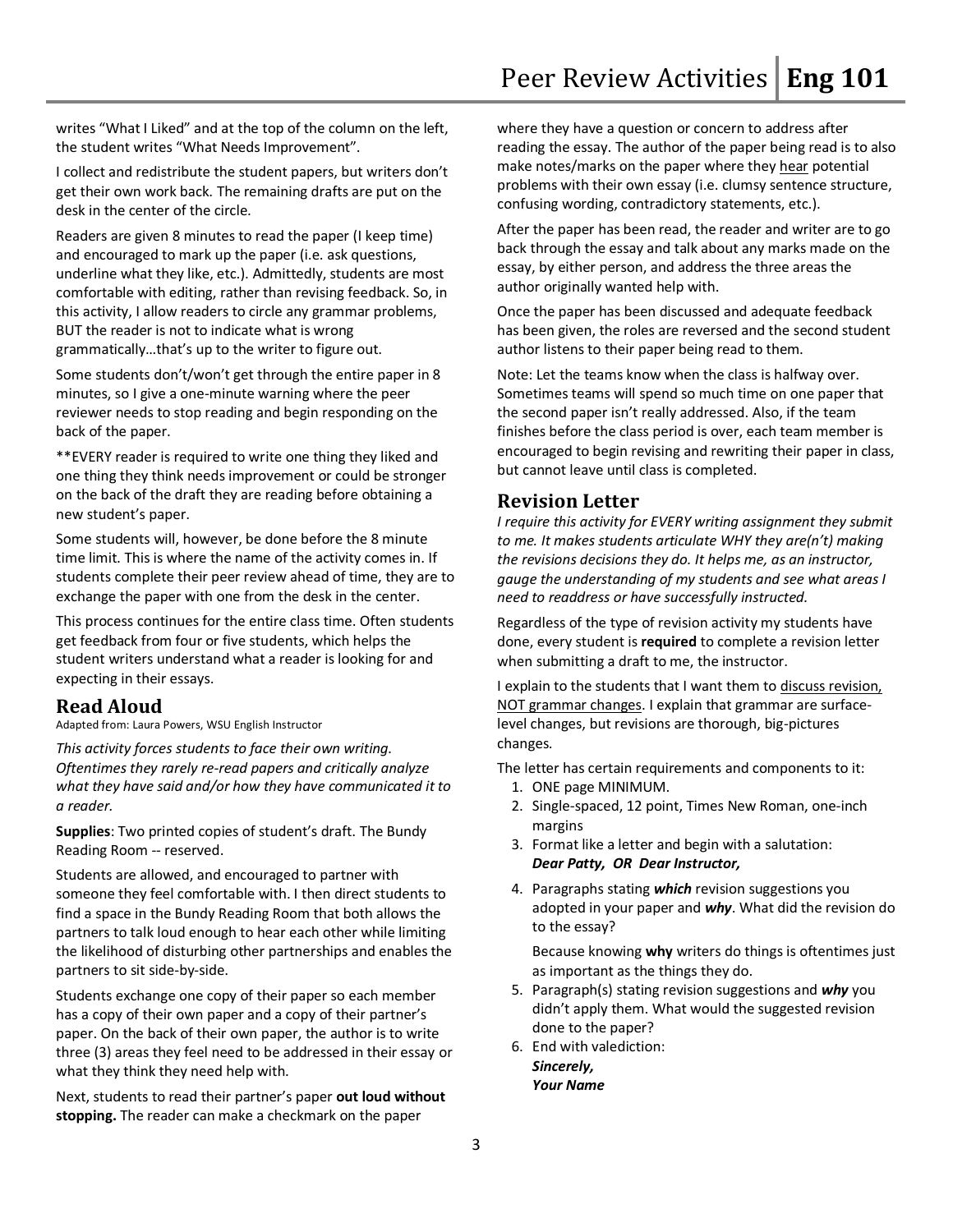writes "What I Liked" and at the top of the column on the left, the student writes "What Needs Improvement".

I collect and redistribute the student papers, but writers don't get their own work back. The remaining drafts are put on the desk in the center of the circle.

Readers are given 8 minutes to read the paper (I keep time) and encouraged to mark up the paper (i.e. ask questions, underline what they like, etc.). Admittedly, students are most comfortable with editing, rather than revising feedback. So, in this activity, I allow readers to circle any grammar problems, BUT the reader is not to indicate what is wrong grammatically…that's up to the writer to figure out.

Some students don't/won't get through the entire paper in 8 minutes, so I give a one-minute warning where the peer reviewer needs to stop reading and begin responding on the back of the paper.

**EVERY reader is required to write one thing they liked and one thing they think needs improvement or could be stronger on the back of the draft they are reading before obtaining a new student's paper.

Some students will, however, be done before the 8 minute time limit. This is where the name of the activity comes in. If students complete their peer review ahead of time, they are to exchange the paper with one from the desk in the center.

This process continues for the entire class time. Often students get feedback from four or five students, which helps the student writers understand what a reader is looking for and expecting in their essays.

## Read Aloud

Adapted from: Laura Powers, WSU English Instructor

*This activity forces students to face their own writing. Oftentimes they rarely re-read papers and critically analyze what they have said and/or how they have communicated it to a reader.*

**Supplies**: Two printed copies of student's draft. The Bundy Reading Room -- reserved.

Students are allowed, and encouraged to partner with someone they feel comfortable with. I then direct students to find a space in the Bundy Reading Room that both allows the partners to talk loud enough to hear each other while limiting the likelihood of disturbing other partnerships and enables the partners to sit side-by-side.

Students exchange one copy of their paper so each member has a copy of their own paper and a copy of their partner's paper. On the back of their own paper, the author is to write three (3) areas they feel need to be addressed in their essay or what they think they need help with.

Next, students to read their partner's paper **out loud without stopping.** The reader can make a checkmark on the paper where they have a question or concern to address after reading the essay. The author of the paper being read is to also make notes/marks on the paper where they <u>hear</u> potential problems with their own essay (i.e. clumsy sentence structure, confusing wording, contradictory statements, etc.).

After the paper has been read, the reader and writer are to go back through the essay and talk about any marks made on the essay, by either person, and address the three areas the author originally wanted help with.

Once the paper has been discussed and adequate feedback has been given, the roles are reversed and the second student author listens to their paper being read to them.

Note: Let the teams know when the class is halfway over. Sometimes teams will spend so much time on one paper that the second paper isn't really addressed. Also, if the team finishes before the class period is over, each team member is encouraged to begin revising and rewriting their paper in class, but cannot leave until class is completed.

## Revision Letter

*I require this activity for EVERY writing assignment they submit to me. It makes students articulate WHY they are(n't) making the revisions decisions they do. It helps me, as an instructor, gauge the understanding of my students and see what areas I need to readdress or have successfully instructed.*

Regardless of the type of revision activity my students have done, every student is **required** to complete a revision letter when submitting a draft to me, the instructor.

I explain to the students that I want them to <u>discuss revision, NOT grammar changes</u>. I explain that grammar are surface-level changes, but revisions are thorough, big-pictures changes.

The letter has certain requirements and components to it:

1. ONE page MINIMUM.
2. Single-spaced, 12 point, Times New Roman, one-inch margins
3. Format like a letter and begin with a salutation: ***Dear Patty, OR Dear Instructor,***
4. Paragraphs stating ***which*** revision suggestions you adopted in your paper and ***why***. What did the revision do to the essay?

   Because knowing **why** writers do things is oftentimes just as important as the things they do.
5. Paragraph(s) stating revision suggestions and ***why*** you didn't apply them. What would the suggested revision done to the paper?
6. End with valediction:
   ***Sincerely,***
   ***Your Name***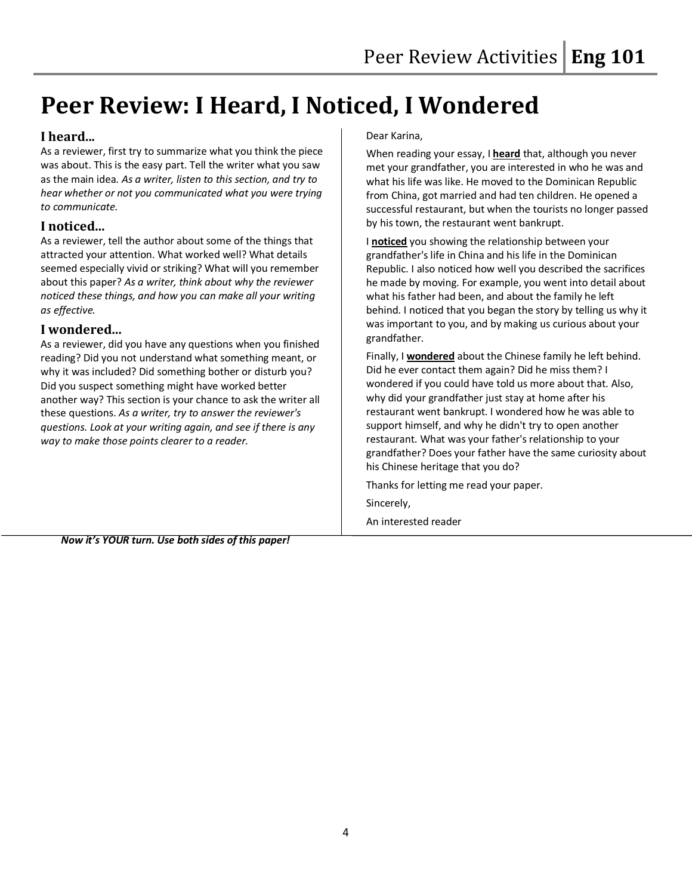# Peer Review: I Heard, I Noticed, I Wondered

### I heard...

As a reviewer, first try to summarize what you think the piece was about. This is the easy part. Tell the writer what you saw as the main idea. *As a writer, listen to this section, and try to hear whether or not you communicated what you were trying to communicate.*

### I noticed...

As a reviewer, tell the author about some of the things that attracted your attention. What worked well? What details seemed especially vivid or striking? What will you remember about this paper? *As a writer, think about why the reviewer noticed these things, and how you can make all your writing as effective.*

### I wondered...

As a reviewer, did you have any questions when you finished reading? Did you not understand what something meant, or why it was included? Did something bother or disturb you? Did you suspect something might have worked better another way? This section is your chance to ask the writer all these questions. *As a writer, try to answer the reviewer's questions. Look at your writing again, and see if there is any way to make those points clearer to a reader.*

Dear Karina,

When reading your essay, I **heard** that, although you never met your grandfather, you are interested in who he was and what his life was like. He moved to the Dominican Republic from China, got married and had ten children. He opened a successful restaurant, but when the tourists no longer passed by his town, the restaurant went bankrupt.

I **noticed** you showing the relationship between your grandfather's life in China and his life in the Dominican Republic. I also noticed how well you described the sacrifices he made by moving. For example, you went into detail about what his father had been, and about the family he left behind. I noticed that you began the story by telling us why it was important to you, and by making us curious about your grandfather.

Finally, I **wondered** about the Chinese family he left behind. Did he ever contact them again? Did he miss them? I wondered if you could have told us more about that. Also, why did your grandfather just stay at home after his restaurant went bankrupt. I wondered how he was able to support himself, and why he didn't try to open another restaurant. What was your father's relationship to your grandfather? Does your father have the same curiosity about his Chinese heritage that you do?

Thanks for letting me read your paper.

Sincerely,

An interested reader

***Now it's YOUR turn. Use both sides of this paper!***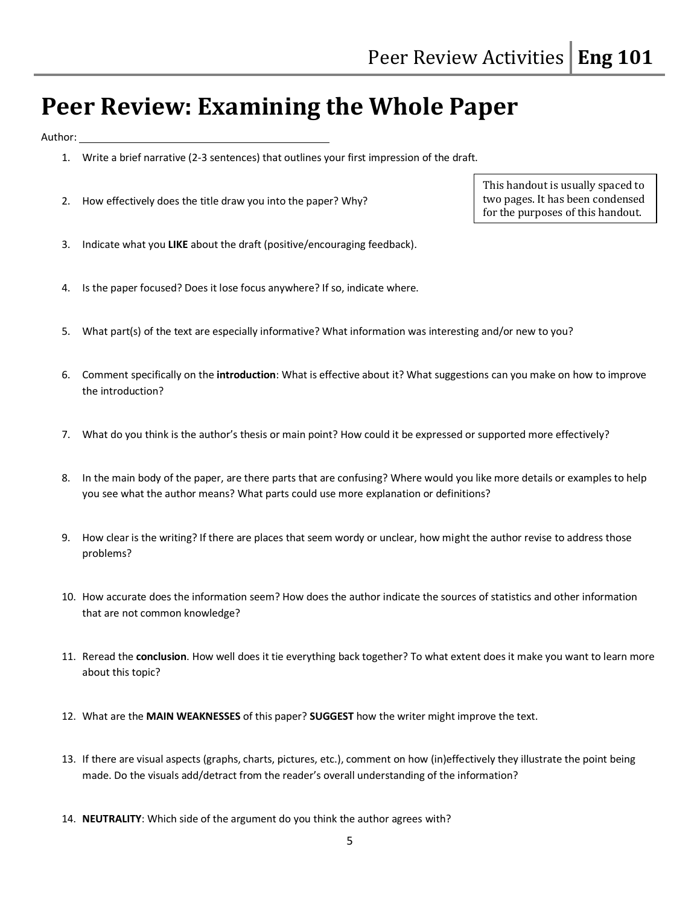# Peer Review: Examining the Whole Paper

Author: ______________________________

> This handout is usually spaced to two pages. It has been condensed for the purposes of this handout.

1. Write a brief narrative (2-3 sentences) that outlines your first impression of the draft.

2. How effectively does the title draw you into the paper? Why?

3. Indicate what you **LIKE** about the draft (positive/encouraging feedback).

4. Is the paper focused? Does it lose focus anywhere? If so, indicate where.

5. What part(s) of the text are especially informative? What information was interesting and/or new to you?

6. Comment specifically on the **introduction**: What is effective about it? What suggestions can you make on how to improve the introduction?

7. What do you think is the author's thesis or main point? How could it be expressed or supported more effectively?

8. In the main body of the paper, are there parts that are confusing? Where would you like more details or examples to help you see what the author means? What parts could use more explanation or definitions?

9. How clear is the writing? If there are places that seem wordy or unclear, how might the author revise to address those problems?

10. How accurate does the information seem? How does the author indicate the sources of statistics and other information that are not common knowledge?

11. Reread the **conclusion**. How well does it tie everything back together? To what extent does it make you want to learn more about this topic?

12. What are the **MAIN WEAKNESSES** of this paper? **SUGGEST** how the writer might improve the text.

13. If there are visual aspects (graphs, charts, pictures, etc.), comment on how (in)effectively they illustrate the point being made. Do the visuals add/detract from the reader's overall understanding of the information?

14. **NEUTRALITY**: Which side of the argument do you think the author agrees with?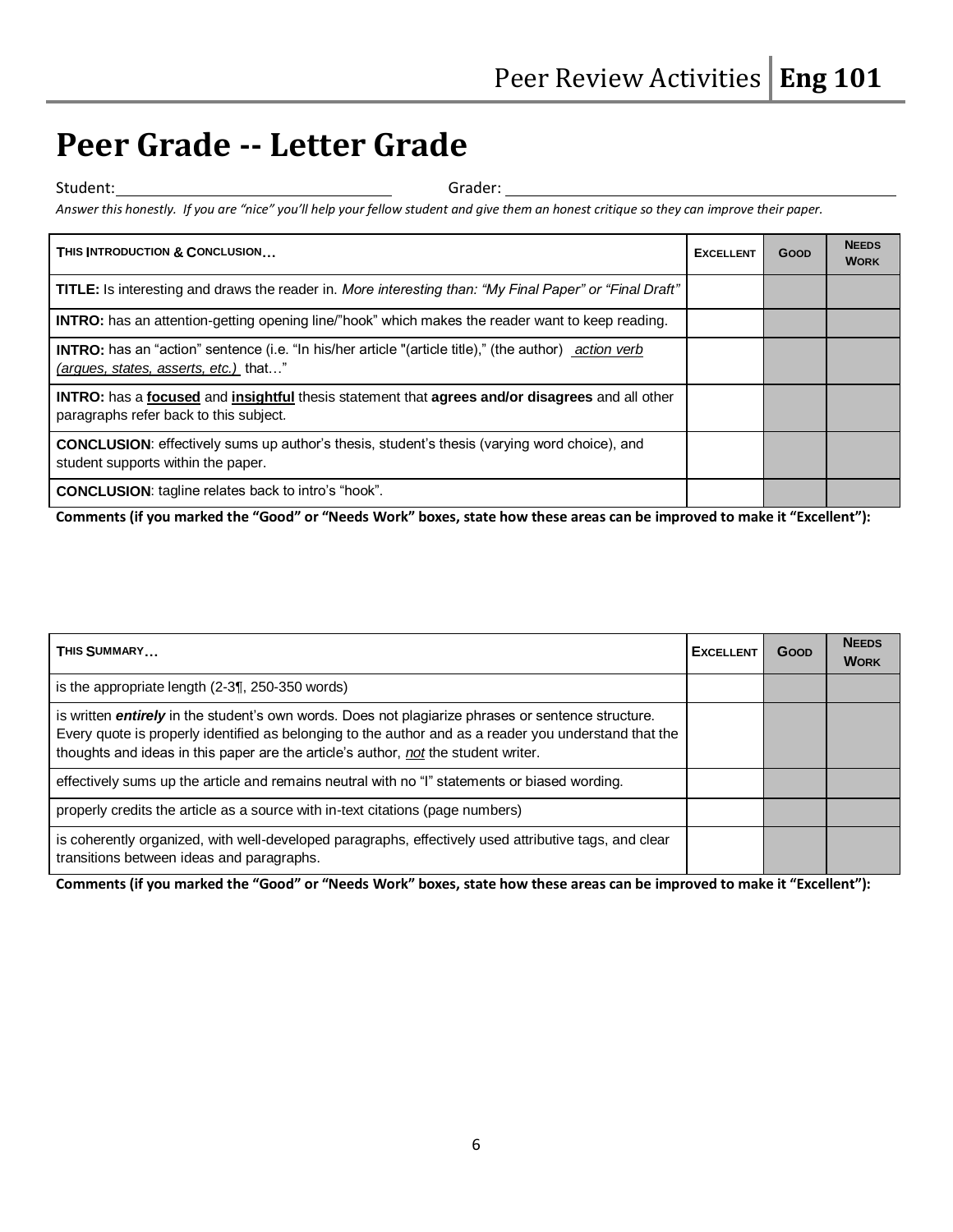# Peer Grade -- Letter Grade

Student: ______________________________ Grader: ______________________________

*Answer this honestly. If you are "nice" you'll help your fellow student and give them an honest critique so they can improve their paper.*

| THIS INTRODUCTION & CONCLUSION… | EXCELLENT | GOOD | NEEDS WORK |
|---|---|---|---|
| **TITLE:** Is interesting and draws the reader in. *More interesting than: "My Final Paper" or "Final Draft"* | | | |
| **INTRO:** has an attention-getting opening line/"hook" which makes the reader want to keep reading. | | | |
| **INTRO:** has an "action" sentence (i.e. "In his/her article "(article title)," (the author) _*action verb (argues, states, asserts, etc.)*_ that…" | | | |
| **INTRO:** has a **focused** and **insightful** thesis statement that **agrees and/or disagrees** and all other paragraphs refer back to this subject. | | | |
| **CONCLUSION**: effectively sums up author's thesis, student's thesis (varying word choice), and student supports within the paper. | | | |
| **CONCLUSION**: tagline relates back to intro's "hook". | | | |

**Comments (if you marked the "Good" or "Needs Work" boxes, state how these areas can be improved to make it "Excellent"):**

| THIS SUMMARY… | EXCELLENT | GOOD | NEEDS WORK |
|---|---|---|---|
| is the appropriate length (2-3¶, 250-350 words) | | | |
| is written ***entirely*** in the student's own words. Does not plagiarize phrases or sentence structure. Every quote is properly identified as belonging to the author and as a reader you understand that the thoughts and ideas in this paper are the article's author, _*not*_ the student writer. | | | |
| effectively sums up the article and remains neutral with no "I" statements or biased wording. | | | |
| properly credits the article as a source with in-text citations (page numbers) | | | |
| is coherently organized, with well-developed paragraphs, effectively used attributive tags, and clear transitions between ideas and paragraphs. | | | |

**Comments (if you marked the "Good" or "Needs Work" boxes, state how these areas can be improved to make it "Excellent"):**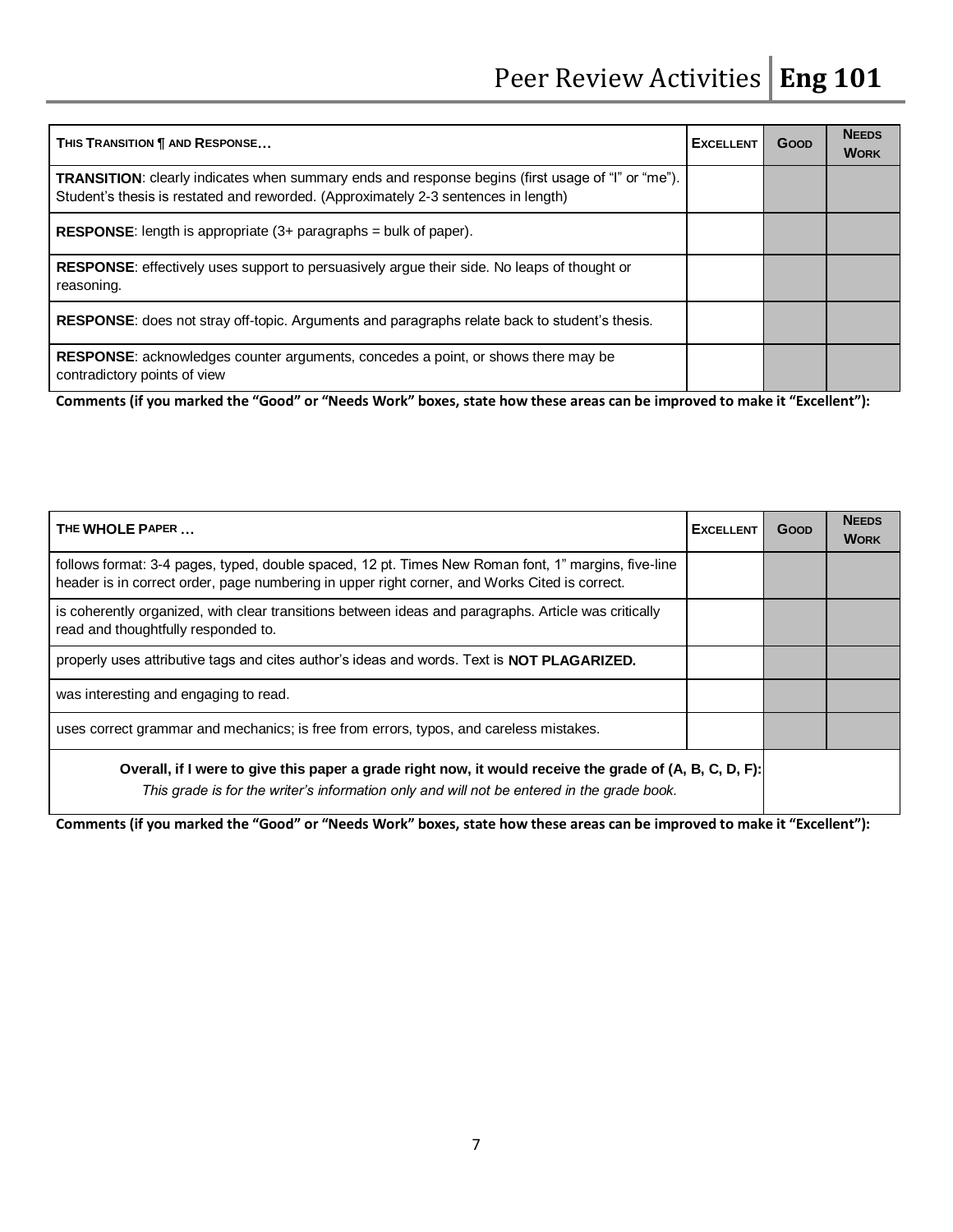| THIS TRANSITION ¶ AND RESPONSE… | EXCELLENT | GOOD | NEEDS WORK |
| --- | --- | --- | --- |
| **TRANSITION**: clearly indicates when summary ends and response begins (first usage of "I" or "me"). Student's thesis is restated and reworded. (Approximately 2-3 sentences in length) | | | |
| **RESPONSE**: length is appropriate (3+ paragraphs = bulk of paper). | | | |
| **RESPONSE**: effectively uses support to persuasively argue their side. No leaps of thought or reasoning. | | | |
| **RESPONSE**: does not stray off-topic. Arguments and paragraphs relate back to student's thesis. | | | |
| **RESPONSE**: acknowledges counter arguments, concedes a point, or shows there may be contradictory points of view | | | |

**Comments (if you marked the "Good" or "Needs Work" boxes, state how these areas can be improved to make it "Excellent"):**

| THE WHOLE PAPER … | EXCELLENT | GOOD | NEEDS WORK |
| --- | --- | --- | --- |
| follows format: 3-4 pages, typed, double spaced, 12 pt. Times New Roman font, 1" margins, five-line header is in correct order, page numbering in upper right corner, and Works Cited is correct. | | | |
| is coherently organized, with clear transitions between ideas and paragraphs. Article was critically read and thoughtfully responded to. | | | |
| properly uses attributive tags and cites author's ideas and words. Text is **NOT PLAGARIZED.** | | | |
| was interesting and engaging to read. | | | |
| uses correct grammar and mechanics; is free from errors, typos, and careless mistakes. | | | |
| **Overall, if I were to give this paper a grade right now, it would receive the grade of (A, B, C, D, F):** *This grade is for the writer's information only and will not be entered in the grade book.* | | | |

**Comments (if you marked the "Good" or "Needs Work" boxes, state how these areas can be improved to make it "Excellent"):**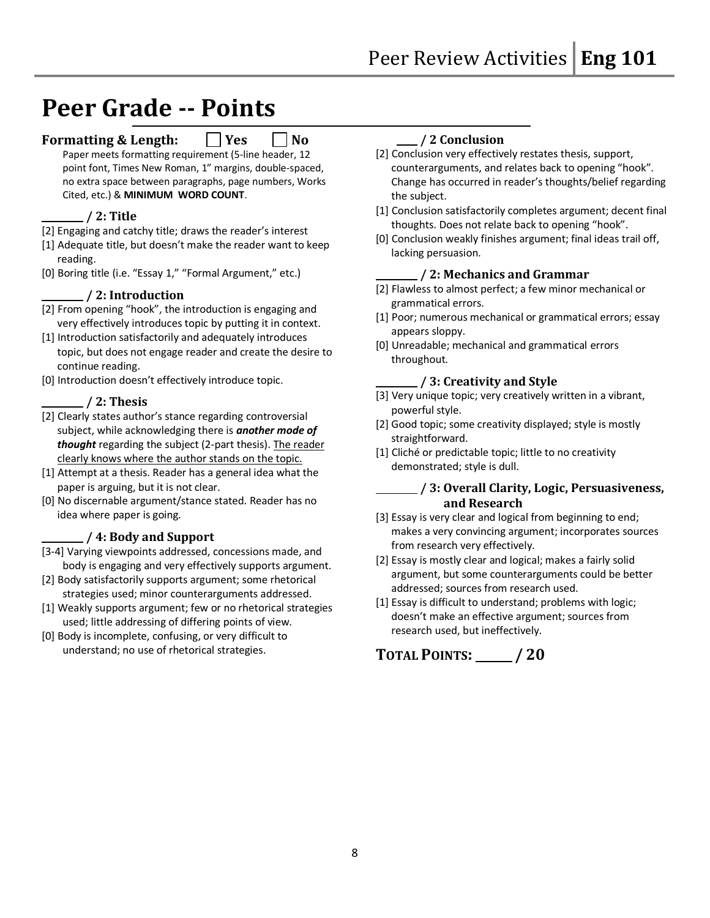# Peer Grade -- Points

**Formatting & Length:** ☐ **Yes** ☐ **No**

Paper meets formatting requirement (5-line header, 12 point font, Times New Roman, 1" margins, double-spaced, no extra space between paragraphs, page numbers, Works Cited, etc.) & **MINIMUM WORD COUNT**.

**_______ / 2: Title**

[2] Engaging and catchy title; draws the reader's interest

[1] Adequate title, but doesn't make the reader want to keep reading.

[0] Boring title (i.e. "Essay 1," "Formal Argument," etc.)

**_______ / 2: Introduction**

[2] From opening "hook", the introduction is engaging and very effectively introduces topic by putting it in context.

[1] Introduction satisfactorily and adequately introduces topic, but does not engage reader and create the desire to continue reading.

[0] Introduction doesn't effectively introduce topic.

**_______ / 2: Thesis**

[2] Clearly states author's stance regarding controversial subject, while acknowledging there is ***another mode of thought*** regarding the subject (2-part thesis). <u>The reader clearly knows where the author stands on the topic.</u>

[1] Attempt at a thesis. Reader has a general idea what the paper is arguing, but it is not clear.

[0] No discernable argument/stance stated. Reader has no idea where paper is going.

**_______ / 4: Body and Support**

[3-4] Varying viewpoints addressed, concessions made, and body is engaging and very effectively supports argument.

[2] Body satisfactorily supports argument; some rhetorical strategies used; minor counterarguments addressed.

[1] Weakly supports argument; few or no rhetorical strategies used; little addressing of differing points of view.

[0] Body is incomplete, confusing, or very difficult to understand; no use of rhetorical strategies.

**____ / 2 Conclusion**

[2] Conclusion very effectively restates thesis, support, counterarguments, and relates back to opening "hook". Change has occurred in reader's thoughts/belief regarding the subject.

[1] Conclusion satisfactorily completes argument; decent final thoughts. Does not relate back to opening "hook".

[0] Conclusion weakly finishes argument; final ideas trail off, lacking persuasion.

**_______ / 2: Mechanics and Grammar**

[2] Flawless to almost perfect; a few minor mechanical or grammatical errors.

[1] Poor; numerous mechanical or grammatical errors; essay appears sloppy.

[0] Unreadable; mechanical and grammatical errors throughout.

**_______ / 3: Creativity and Style**

[3] Very unique topic; very creatively written in a vibrant, powerful style.

[2] Good topic; some creativity displayed; style is mostly straightforward.

[1] Cliché or predictable topic; little to no creativity demonstrated; style is dull.

**_______ / 3: Overall Clarity, Logic, Persuasiveness, and Research**

[3] Essay is very clear and logical from beginning to end; makes a very convincing argument; incorporates sources from research very effectively.

[2] Essay is mostly clear and logical; makes a fairly solid argument, but some counterarguments could be better addressed; sources from research used.

[1] Essay is difficult to understand; problems with logic; doesn't make an effective argument; sources from research used, but ineffectively.

## TOTAL POINTS: ______ / 20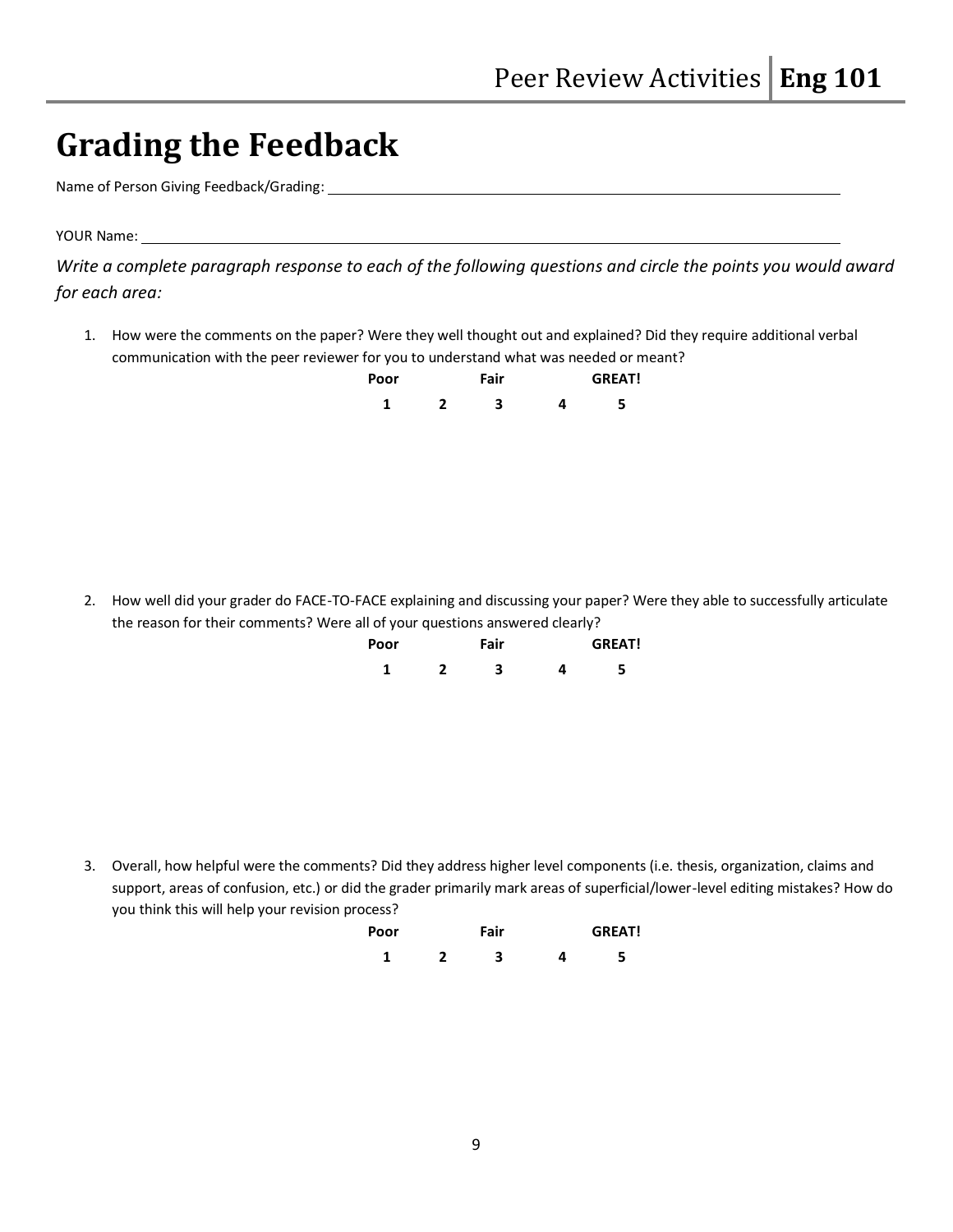# Grading the Feedback

Name of Person Giving Feedback/Grading: ______________________________

YOUR Name: ______________________________

*Write a complete paragraph response to each of the following questions and circle the points you would award for each area:*

1. How were the comments on the paper? Were they well thought out and explained? Did they require additional verbal communication with the peer reviewer for you to understand what was needed or meant?

| Poor | | Fair | | GREAT! |
|---|---|---|---|---|
| 1 | 2 | 3 | 4 | 5 |

2. How well did your grader do FACE-TO-FACE explaining and discussing your paper? Were they able to successfully articulate the reason for their comments? Were all of your questions answered clearly?

| Poor | | Fair | | GREAT! |
|---|---|---|---|---|
| 1 | 2 | 3 | 4 | 5 |

3. Overall, how helpful were the comments? Did they address higher level components (i.e. thesis, organization, claims and support, areas of confusion, etc.) or did the grader primarily mark areas of superficial/lower-level editing mistakes? How do you think this will help your revision process?

| Poor | | Fair | | GREAT! |
|---|---|---|---|---|
| 1 | 2 | 3 | 4 | 5 |